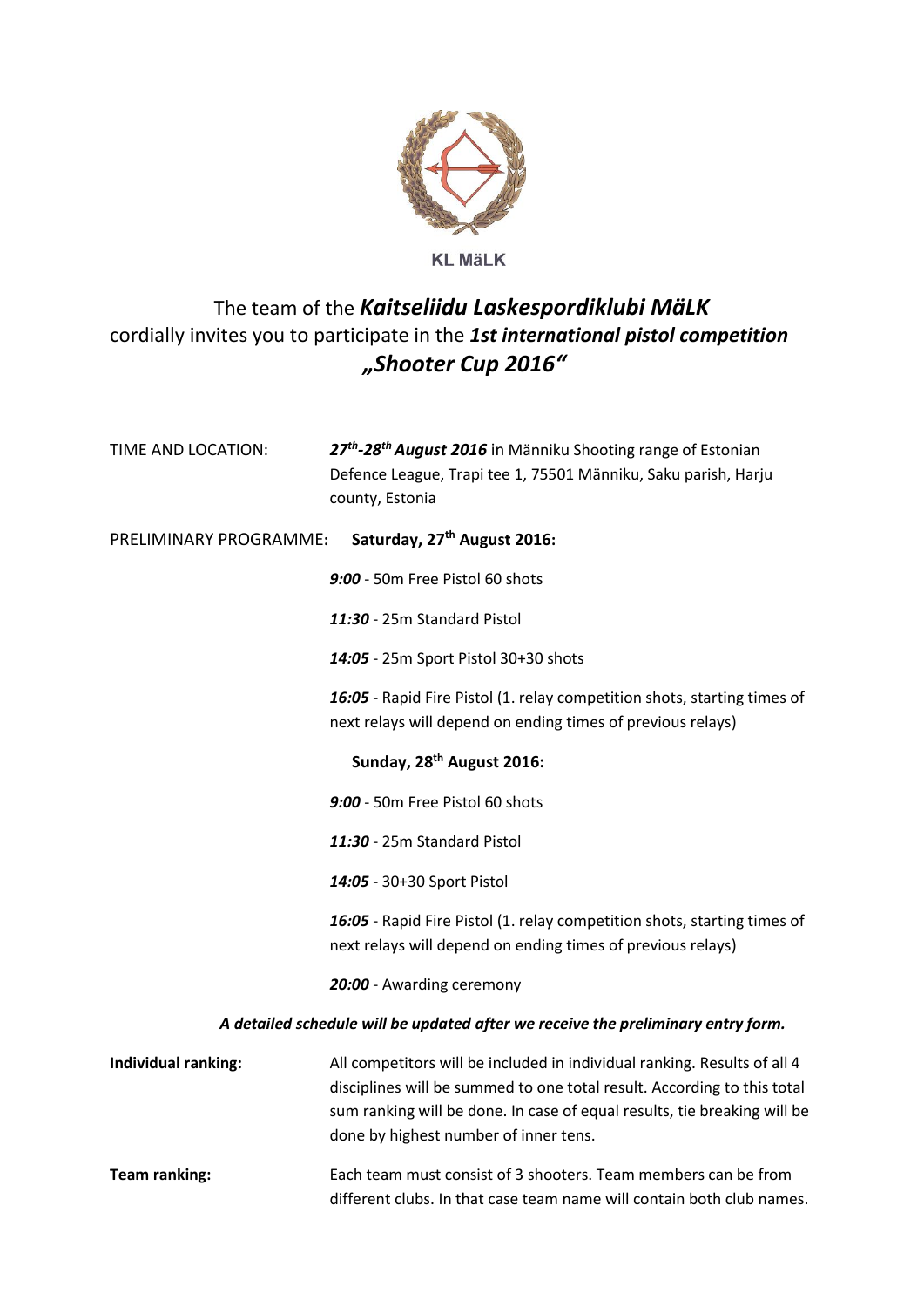KL MäLK

The team of the ***Kaitseliidu Laskespordiklubi MäLK*** cordially invites you to participate in the ***1st international pistol competition „Shooter Cup 2016“***

TIME AND LOCATION: ***27th-28th August 2016*** in Männiku Shooting range of Estonian Defence League, Trapi tee 1, 75501 Männiku, Saku parish, Harju county, Estonia

PRELIMINARY PROGRAMME: **Saturday, 27th August 2016:**

***9:00*** - 50m Free Pistol 60 shots

***11:30*** - 25m Standard Pistol

***14:05*** - 25m Sport Pistol 30+30 shots

***16:05*** - Rapid Fire Pistol (1. relay competition shots, starting times of next relays will depend on ending times of previous relays)

**Sunday, 28th August 2016:**

***9:00*** - 50m Free Pistol 60 shots

***11:30*** - 25m Standard Pistol

***14:05*** - 30+30 Sport Pistol

***16:05*** - Rapid Fire Pistol (1. relay competition shots, starting times of next relays will depend on ending times of previous relays)

***20:00*** - Awarding ceremony

***A detailed schedule will be updated after we receive the preliminary entry form.***

**Individual ranking:** All competitors will be included in individual ranking. Results of all 4 disciplines will be summed to one total result. According to this total sum ranking will be done. In case of equal results, tie breaking will be done by highest number of inner tens.

**Team ranking:** Each team must consist of 3 shooters. Team members can be from different clubs. In that case team name will contain both club names.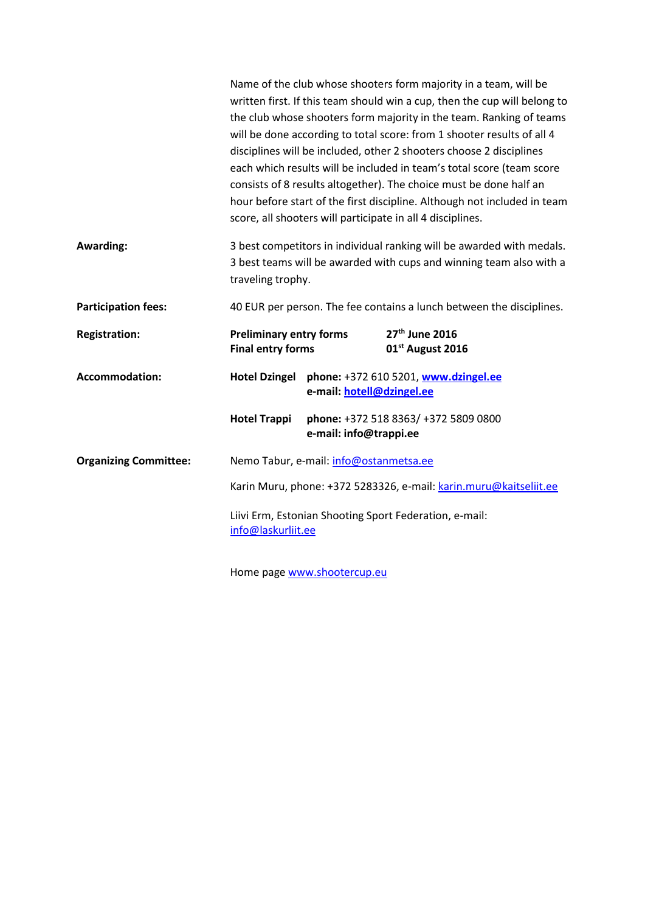Name of the club whose shooters form majority in a team, will be written first. If this team should win a cup, then the cup will belong to the club whose shooters form majority in the team. Ranking of teams will be done according to total score: from 1 shooter results of all 4 disciplines will be included, other 2 shooters choose 2 disciplines each which results will be included in team's total score (team score consists of 8 results altogether). The choice must be done half an hour before start of the first discipline. Although not included in team score, all shooters will participate in all 4 disciplines.

**Awarding:** 3 best competitors in individual ranking will be awarded with medals. 3 best teams will be awarded with cups and winning team also with a traveling trophy.

**Participation fees:** 40 EUR per person. The fee contains a lunch between the disciplines.

**Registration:**

**Preliminary entry forms** — **27th June 2016**
**Final entry forms** — **01st August 2016**

**Accommodation:**

**Hotel Dzingel** **phone:** +372 610 5201, **www.dzingel.ee**
**e-mail:** **hotell@dzingel.ee**

**Hotel Trappi** **phone:** +372 518 8363/ +372 5809 0800
**e-mail: info@trappi.ee**

**Organizing Committee:**

Nemo Tabur, e-mail: info@ostanmetsa.ee

Karin Muru, phone: +372 5283326, e-mail: karin.muru@kaitseliit.ee

Liivi Erm, Estonian Shooting Sport Federation, e-mail: info@laskurliit.ee

Home page www.shootercup.eu